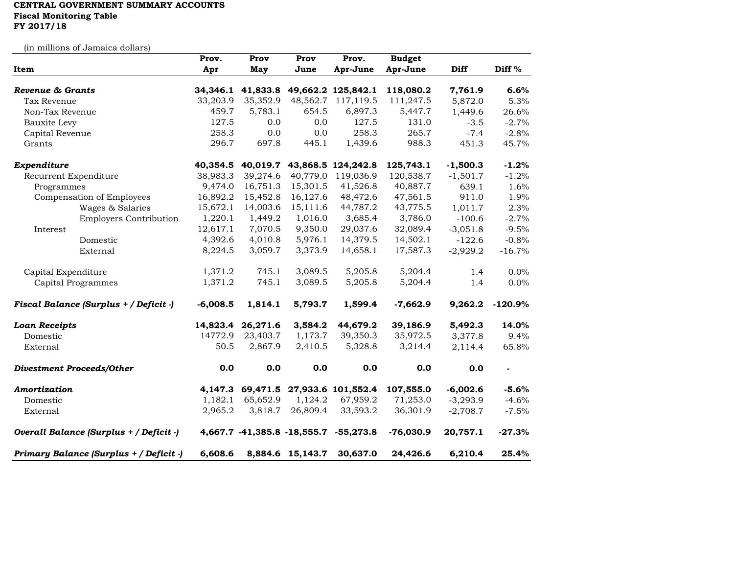**CENTRAL GOVERNMENT SUMMARY ACCOUNTS**
**Fiscal Monitoring Table**
**FY 2017/18**

(in millions of Jamaica dollars)

| Item | Prov. Apr | Prov May | Prov June | Prov. Apr-June | Budget Apr-June | Diff | Diff % |
|---|---|---|---|---|---|---|---|
| ***Revenue & Grants*** | **34,346.1** | **41,833.8** | **49,662.2** | **125,842.1** | **118,080.2** | **7,761.9** | **6.6%** |
| Tax Revenue | 33,203.9 | 35,352.9 | 48,562.7 | 117,119.5 | 111,247.5 | 5,872.0 | 5.3% |
| Non-Tax Revenue | 459.7 | 5,783.1 | 654.5 | 6,897.3 | 5,447.7 | 1,449.6 | 26.6% |
| Bauxite Levy | 127.5 | 0.0 | 0.0 | 127.5 | 131.0 | -3.5 | -2.7% |
| Capital Revenue | 258.3 | 0.0 | 0.0 | 258.3 | 265.7 | -7.4 | -2.8% |
| Grants | 296.7 | 697.8 | 445.1 | 1,439.6 | 988.3 | 451.3 | 45.7% |
| ***Expenditure*** | **40,354.5** | **40,019.7** | **43,868.5** | **124,242.8** | **125,743.1** | **-1,500.3** | **-1.2%** |
| Recurrent Expenditure | 38,983.3 | 39,274.6 | 40,779.0 | 119,036.9 | 120,538.7 | -1,501.7 | -1.2% |
| Programmes | 9,474.0 | 16,751.3 | 15,301.5 | 41,526.8 | 40,887.7 | 639.1 | 1.6% |
| Compensation of Employees | 16,892.2 | 15,452.8 | 16,127.6 | 48,472.6 | 47,561.5 | 911.0 | 1.9% |
| Wages & Salaries | 15,672.1 | 14,003.6 | 15,111.6 | 44,787.2 | 43,775.5 | 1,011.7 | 2.3% |
| Employers Contribution | 1,220.1 | 1,449.2 | 1,016.0 | 3,685.4 | 3,786.0 | -100.6 | -2.7% |
| Interest | 12,617.1 | 7,070.5 | 9,350.0 | 29,037.6 | 32,089.4 | -3,051.8 | -9.5% |
| Domestic | 4,392.6 | 4,010.8 | 5,976.1 | 14,379.5 | 14,502.1 | -122.6 | -0.8% |
| External | 8,224.5 | 3,059.7 | 3,373.9 | 14,658.1 | 17,587.3 | -2,929.2 | -16.7% |
| Capital Expenditure | 1,371.2 | 745.1 | 3,089.5 | 5,205.8 | 5,204.4 | 1.4 | 0.0% |
| Capital Programmes | 1,371.2 | 745.1 | 3,089.5 | 5,205.8 | 5,204.4 | 1.4 | 0.0% |
| ***Fiscal Balance (Surplus + / Deficit -)*** | **-6,008.5** | **1,814.1** | **5,793.7** | **1,599.4** | **-7,662.9** | **9,262.2** | **-120.9%** |
| ***Loan Receipts*** | **14,823.4** | **26,271.6** | **3,584.2** | **44,679.2** | **39,186.9** | **5,492.3** | **14.0%** |
| Domestic | 14772.9 | 23,403.7 | 1,173.7 | 39,350.3 | 35,972.5 | 3,377.8 | 9.4% |
| External | 50.5 | 2,867.9 | 2,410.5 | 5,328.8 | 3,214.4 | 2,114.4 | 65.8% |
| ***Divestment Proceeds/Other*** | **0.0** | **0.0** | **0.0** | **0.0** | **0.0** | **0.0** | **-** |
| ***Amortization*** | **4,147.3** | **69,471.5** | **27,933.6** | **101,552.4** | **107,555.0** | **-6,002.6** | **-5.6%** |
| Domestic | 1,182.1 | 65,652.9 | 1,124.2 | 67,959.2 | 71,253.0 | -3,293.9 | -4.6% |
| External | 2,965.2 | 3,818.7 | 26,809.4 | 33,593.2 | 36,301.9 | -2,708.7 | -7.5% |
| ***Overall Balance (Surplus + / Deficit -)*** | **4,667.7** | **-41,385.8** | **-18,555.7** | **-55,273.8** | **-76,030.9** | **20,757.1** | **-27.3%** |
| ***Primary Balance (Surplus + / Deficit -)*** | **6,608.6** | **8,884.6** | **15,143.7** | **30,637.0** | **24,426.6** | **6,210.4** | **25.4%** |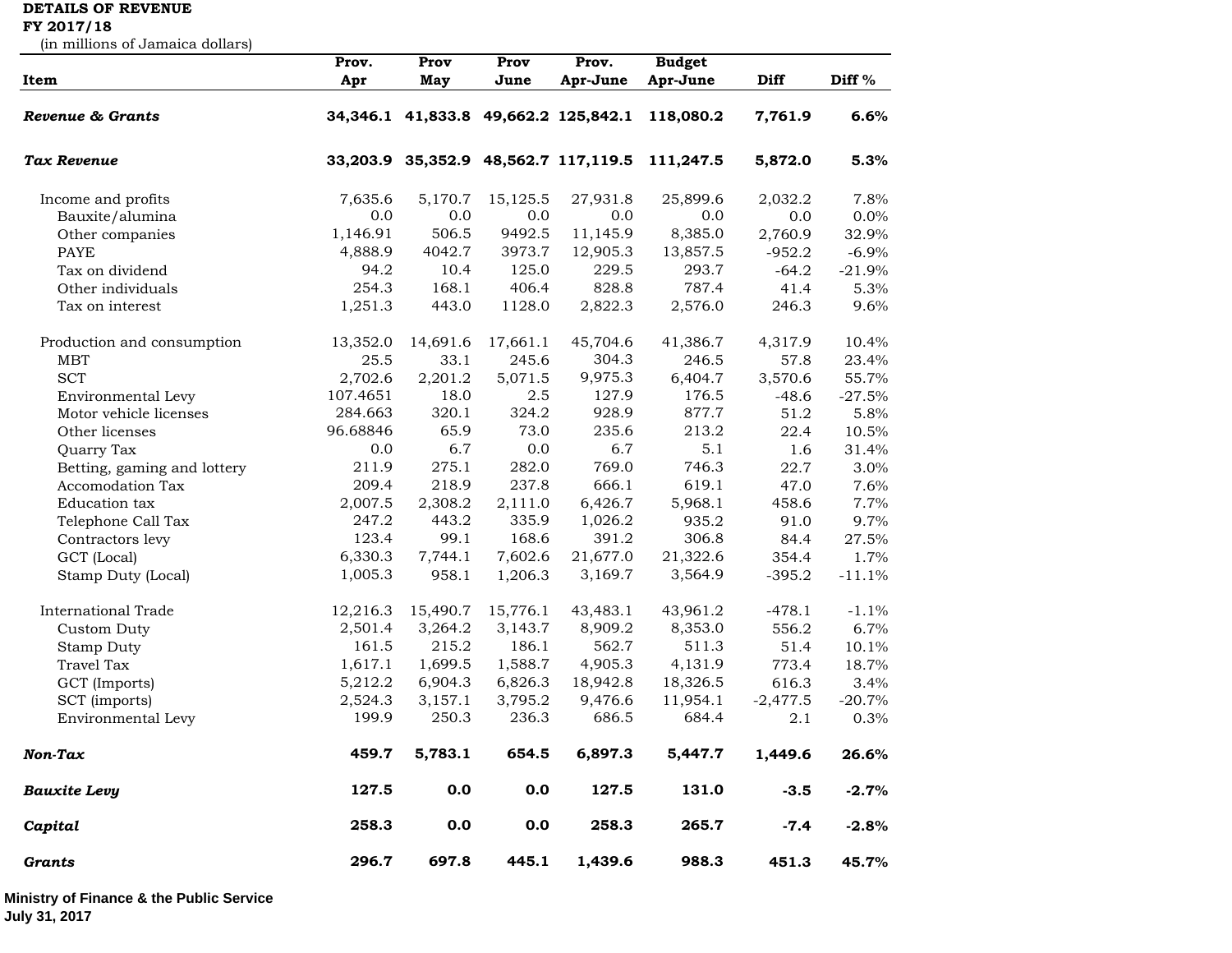**DETAILS OF REVENUE**
**FY 2017/18**
(in millions of Jamaica dollars)

| Item | Prov. Apr | Prov May | Prov June | Prov. Apr-June | Budget Apr-June | Diff | Diff % |
|---|---|---|---|---|---|---|---|
| ***Revenue & Grants*** | **34,346.1** | **41,833.8** | **49,662.2** | **125,842.1** | **118,080.2** | **7,761.9** | **6.6%** |
| ***Tax Revenue*** | **33,203.9** | **35,352.9** | **48,562.7** | **117,119.5** | **111,247.5** | **5,872.0** | **5.3%** |
| Income and profits | 7,635.6 | 5,170.7 | 15,125.5 | 27,931.8 | 25,899.6 | 2,032.2 | 7.8% |
| Bauxite/alumina | 0.0 | 0.0 | 0.0 | 0.0 | 0.0 | 0.0 | 0.0% |
| Other companies | 1,146.91 | 506.5 | 9492.5 | 11,145.9 | 8,385.0 | 2,760.9 | 32.9% |
| PAYE | 4,888.9 | 4042.7 | 3973.7 | 12,905.3 | 13,857.5 | -952.2 | -6.9% |
| Tax on dividend | 94.2 | 10.4 | 125.0 | 229.5 | 293.7 | -64.2 | -21.9% |
| Other individuals | 254.3 | 168.1 | 406.4 | 828.8 | 787.4 | 41.4 | 5.3% |
| Tax on interest | 1,251.3 | 443.0 | 1128.0 | 2,822.3 | 2,576.0 | 246.3 | 9.6% |
| Production and consumption | 13,352.0 | 14,691.6 | 17,661.1 | 45,704.6 | 41,386.7 | 4,317.9 | 10.4% |
| MBT | 25.5 | 33.1 | 245.6 | 304.3 | 246.5 | 57.8 | 23.4% |
| SCT | 2,702.6 | 2,201.2 | 5,071.5 | 9,975.3 | 6,404.7 | 3,570.6 | 55.7% |
| Environmental Levy | 107.4651 | 18.0 | 2.5 | 127.9 | 176.5 | -48.6 | -27.5% |
| Motor vehicle licenses | 284.663 | 320.1 | 324.2 | 928.9 | 877.7 | 51.2 | 5.8% |
| Other licenses | 96.68846 | 65.9 | 73.0 | 235.6 | 213.2 | 22.4 | 10.5% |
| Quarry Tax | 0.0 | 6.7 | 0.0 | 6.7 | 5.1 | 1.6 | 31.4% |
| Betting, gaming and lottery | 211.9 | 275.1 | 282.0 | 769.0 | 746.3 | 22.7 | 3.0% |
| Accomodation Tax | 209.4 | 218.9 | 237.8 | 666.1 | 619.1 | 47.0 | 7.6% |
| Education tax | 2,007.5 | 2,308.2 | 2,111.0 | 6,426.7 | 5,968.1 | 458.6 | 7.7% |
| Telephone Call Tax | 247.2 | 443.2 | 335.9 | 1,026.2 | 935.2 | 91.0 | 9.7% |
| Contractors levy | 123.4 | 99.1 | 168.6 | 391.2 | 306.8 | 84.4 | 27.5% |
| GCT (Local) | 6,330.3 | 7,744.1 | 7,602.6 | 21,677.0 | 21,322.6 | 354.4 | 1.7% |
| Stamp Duty (Local) | 1,005.3 | 958.1 | 1,206.3 | 3,169.7 | 3,564.9 | -395.2 | -11.1% |
| International Trade | 12,216.3 | 15,490.7 | 15,776.1 | 43,483.1 | 43,961.2 | -478.1 | -1.1% |
| Custom Duty | 2,501.4 | 3,264.2 | 3,143.7 | 8,909.2 | 8,353.0 | 556.2 | 6.7% |
| Stamp Duty | 161.5 | 215.2 | 186.1 | 562.7 | 511.3 | 51.4 | 10.1% |
| Travel Tax | 1,617.1 | 1,699.5 | 1,588.7 | 4,905.3 | 4,131.9 | 773.4 | 18.7% |
| GCT (Imports) | 5,212.2 | 6,904.3 | 6,826.3 | 18,942.8 | 18,326.5 | 616.3 | 3.4% |
| SCT (imports) | 2,524.3 | 3,157.1 | 3,795.2 | 9,476.6 | 11,954.1 | -2,477.5 | -20.7% |
| Environmental Levy | 199.9 | 250.3 | 236.3 | 686.5 | 684.4 | 2.1 | 0.3% |
| ***Non-Tax*** | **459.7** | **5,783.1** | **654.5** | **6,897.3** | **5,447.7** | **1,449.6** | **26.6%** |
| ***Bauxite Levy*** | **127.5** | **0.0** | **0.0** | **127.5** | **131.0** | **-3.5** | **-2.7%** |
| ***Capital*** | **258.3** | **0.0** | **0.0** | **258.3** | **265.7** | **-7.4** | **-2.8%** |
| ***Grants*** | **296.7** | **697.8** | **445.1** | **1,439.6** | **988.3** | **451.3** | **45.7%** |

**Ministry of Finance & the Public Service**
**July 31, 2017**